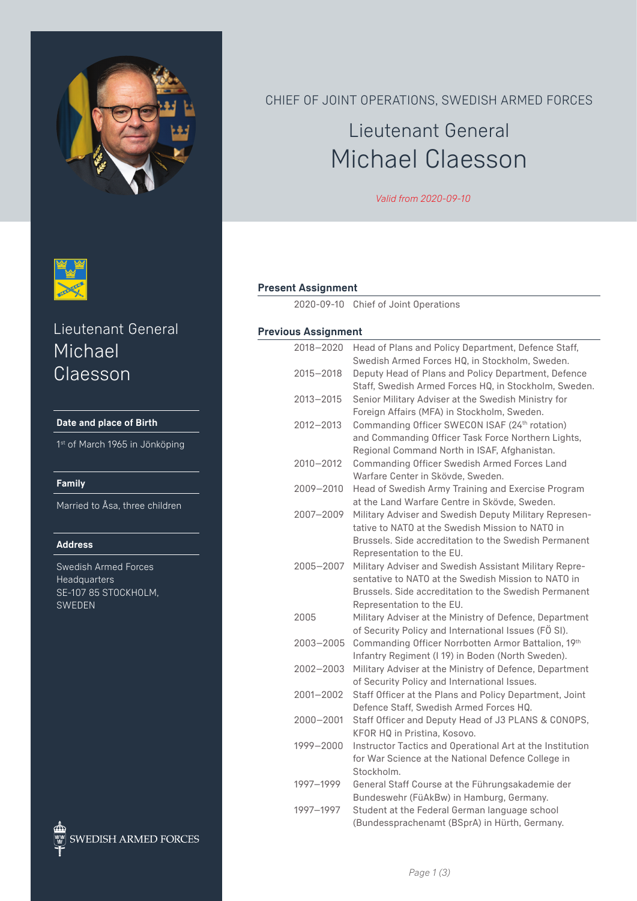CHIEF OF JOINT OPERATIONS, SWEDISH ARMED FORCES

# Lieutenant General Michael Claesson

*Valid from 2020-09-10*

Lieutenant General Michael Claesson

**Date and place of Birth**

1st of March 1965 in Jönköping

**Family**

Married to Åsa, three children

**Address**

Swedish Armed Forces Headquarters
SE-107 85 STOCKHOLM, SWEDEN

## Present Assignment

| | |
|---|---|
| 2020-09-10 | Chief of Joint Operations |

## Previous Assignment

| | |
|---|---|
| 2018–2020 | Head of Plans and Policy Department, Defence Staff, Swedish Armed Forces HQ, in Stockholm, Sweden. |
| 2015–2018 | Deputy Head of Plans and Policy Department, Defence Staff, Swedish Armed Forces HQ, in Stockholm, Sweden. |
| 2013–2015 | Senior Military Adviser at the Swedish Ministry for Foreign Affairs (MFA) in Stockholm, Sweden. |
| 2012–2013 | Commanding Officer SWECON ISAF (24th rotation) and Commanding Officer Task Force Northern Lights, Regional Command North in ISAF, Afghanistan. |
| 2010–2012 | Commanding Officer Swedish Armed Forces Land Warfare Center in Skövde, Sweden. |
| 2009–2010 | Head of Swedish Army Training and Exercise Program at the Land Warfare Centre in Skövde, Sweden. |
| 2007–2009 | Military Adviser and Swedish Deputy Military Representative to NATO at the Swedish Mission to NATO in Brussels. Side accreditation to the Swedish Permanent Representation to the EU. |
| 2005–2007 | Military Adviser and Swedish Assistant Military Representative to NATO at the Swedish Mission to NATO in Brussels. Side accreditation to the Swedish Permanent Representation to the EU. |
| 2005 | Military Adviser at the Ministry of Defence, Department of Security Policy and International Issues (FÖ SI). |
| 2003–2005 | Commanding Officer Norrbotten Armor Battalion, 19th Infantry Regiment (I 19) in Boden (North Sweden). |
| 2002–2003 | Military Adviser at the Ministry of Defence, Department of Security Policy and International Issues. |
| 2001–2002 | Staff Officer at the Plans and Policy Department, Joint Defence Staff, Swedish Armed Forces HQ. |
| 2000–2001 | Staff Officer and Deputy Head of J3 PLANS & CONOPS, KFOR HQ in Pristina, Kosovo. |
| 1999–2000 | Instructor Tactics and Operational Art at the Institution for War Science at the National Defence College in Stockholm. |
| 1997–1999 | General Staff Course at the Führungsakademie der Bundeswehr (FüAkBw) in Hamburg, Germany. |
| 1997–1997 | Student at the Federal German language school (Bundessprachenamt (BSprA) in Hürth, Germany. |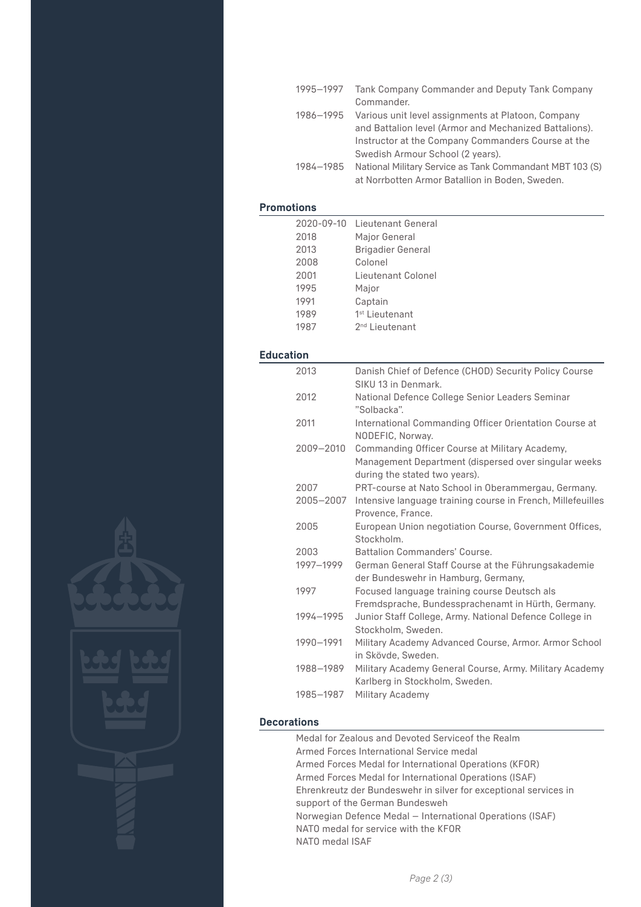| | |
|---|---|
| 1995–1997 | Tank Company Commander and Deputy Tank Company Commander. |
| 1986–1995 | Various unit level assignments at Platoon, Company and Battalion level (Armor and Mechanized Battalions). Instructor at the Company Commanders Course at the Swedish Armour School (2 years). |
| 1984–1985 | National Military Service as Tank Commandant MBT 103 (S) at Norrbotten Armor Batallion in Boden, Sweden. |

## Promotions

| | |
|---|---|
| 2020-09-10 | Lieutenant General |
| 2018 | Major General |
| 2013 | Brigadier General |
| 2008 | Colonel |
| 2001 | Lieutenant Colonel |
| 1995 | Major |
| 1991 | Captain |
| 1989 | 1st Lieutenant |
| 1987 | 2nd Lieutenant |

## Education

| | |
|---|---|
| 2013 | Danish Chief of Defence (CHOD) Security Policy Course SIKU 13 in Denmark. |
| 2012 | National Defence College Senior Leaders Seminar ”Solbacka”. |
| 2011 | International Commanding Officer Orientation Course at NODEFIC, Norway. |
| 2009–2010 | Commanding Officer Course at Military Academy, Management Department (dispersed over singular weeks during the stated two years). |
| 2007 | PRT-course at Nato School in Oberammergau, Germany. |
| 2005–2007 | Intensive language training course in French, Millefeuilles Provence, France. |
| 2005 | European Union negotiation Course, Government Offices, Stockholm. |
| 2003 | Battalion Commanders' Course. |
| 1997–1999 | German General Staff Course at the Führungsakademie der Bundeswehr in Hamburg, Germany, |
| 1997 | Focused language training course Deutsch als Fremdsprache, Bundessprachenamt in Hürth, Germany. |
| 1994–1995 | Junior Staff College, Army. National Defence College in Stockholm, Sweden. |
| 1990–1991 | Military Academy Advanced Course, Armor. Armor School in Skövde, Sweden. |
| 1988–1989 | Military Academy General Course, Army. Military Academy Karlberg in Stockholm, Sweden. |
| 1985–1987 | Military Academy |

## Decorations

Medal for Zealous and Devoted Serviceof the Realm
Armed Forces International Service medal
Armed Forces Medal for International Operations (KFOR)
Armed Forces Medal for International Operations (ISAF)
Ehrenkreutz der Bundeswehr in silver for exceptional services in support of the German Bundesweh
Norwegian Defence Medal – International Operations (ISAF)
NATO medal for service with the KFOR
NATO medal ISAF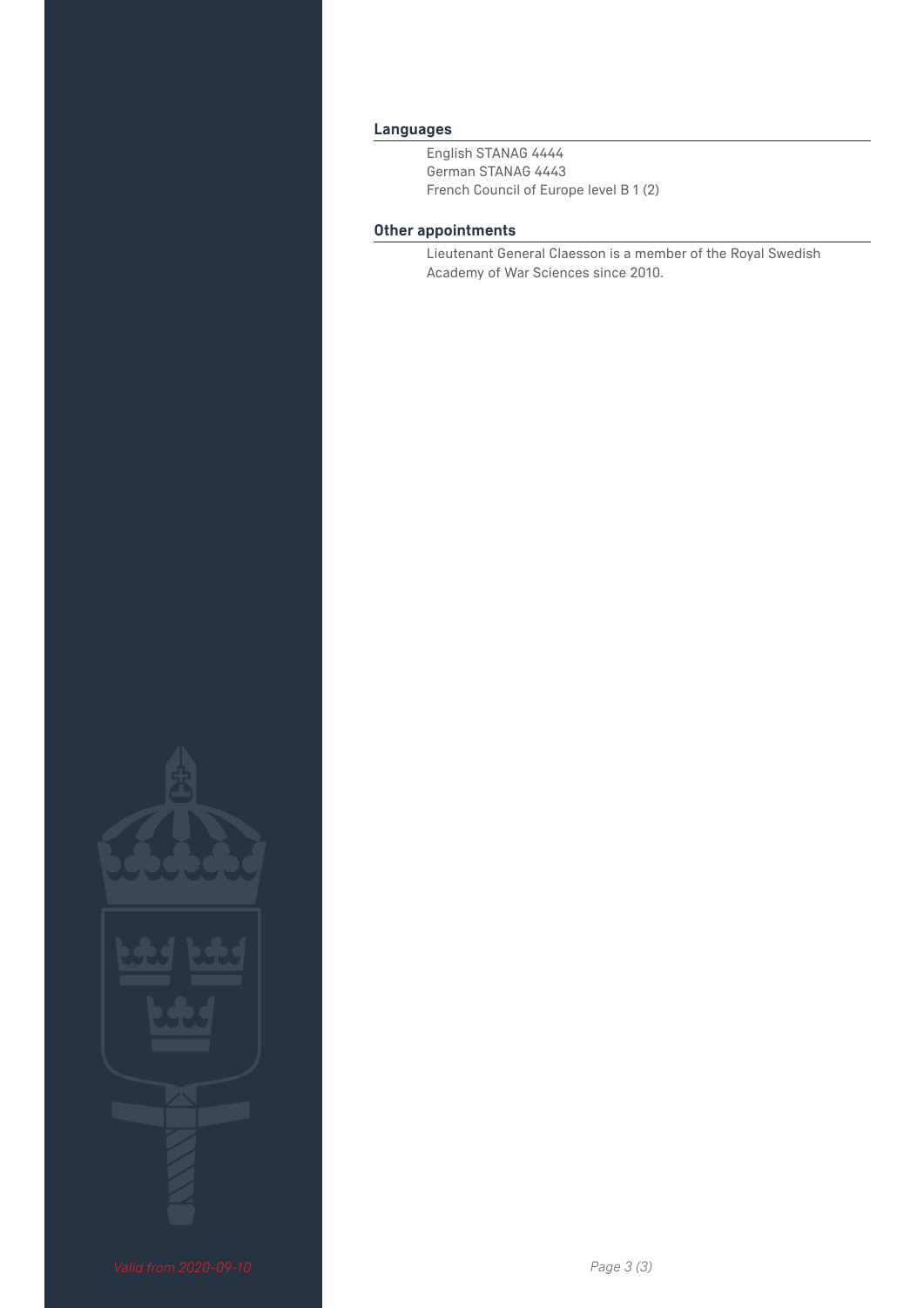## Languages

English STANAG 4444
German STANAG 4443
French Council of Europe level B 1 (2)

## Other appointments

Lieutenant General Claesson is a member of the Royal Swedish Academy of War Sciences since 2010.

*Valid from 2020-09-10*